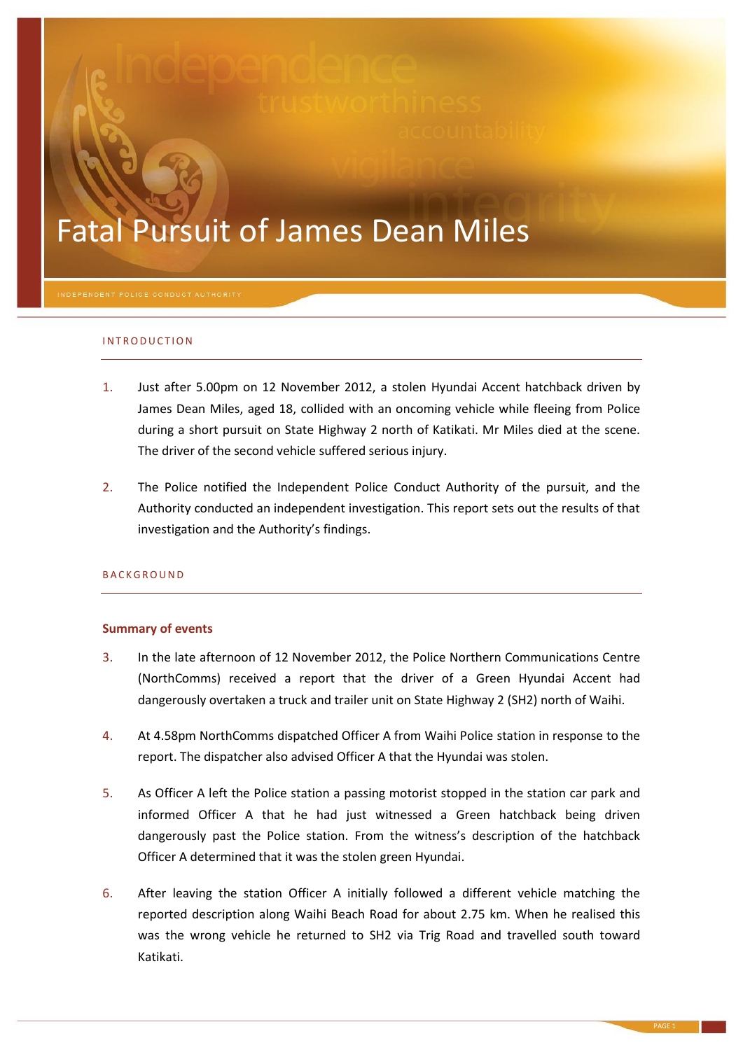# Fatal Pursuit of James Dean Miles

INDEPENDENT POLICE CONDUCT AUTHORITY

## INTRODUCTION

1. Just after 5.00pm on 12 November 2012, a stolen Hyundai Accent hatchback driven by James Dean Miles, aged 18, collided with an oncoming vehicle while fleeing from Police during a short pursuit on State Highway 2 north of Katikati. Mr Miles died at the scene. The driver of the second vehicle suffered serious injury.

2. The Police notified the Independent Police Conduct Authority of the pursuit, and the Authority conducted an independent investigation. This report sets out the results of that investigation and the Authority's findings.

## BACKGROUND

### Summary of events

3. In the late afternoon of 12 November 2012, the Police Northern Communications Centre (NorthComms) received a report that the driver of a Green Hyundai Accent had dangerously overtaken a truck and trailer unit on State Highway 2 (SH2) north of Waihi.

4. At 4.58pm NorthComms dispatched Officer A from Waihi Police station in response to the report. The dispatcher also advised Officer A that the Hyundai was stolen.

5. As Officer A left the Police station a passing motorist stopped in the station car park and informed Officer A that he had just witnessed a Green hatchback being driven dangerously past the Police station. From the witness's description of the hatchback Officer A determined that it was the stolen green Hyundai.

6. After leaving the station Officer A initially followed a different vehicle matching the reported description along Waihi Beach Road for about 2.75 km. When he realised this was the wrong vehicle he returned to SH2 via Trig Road and travelled south toward Katikati.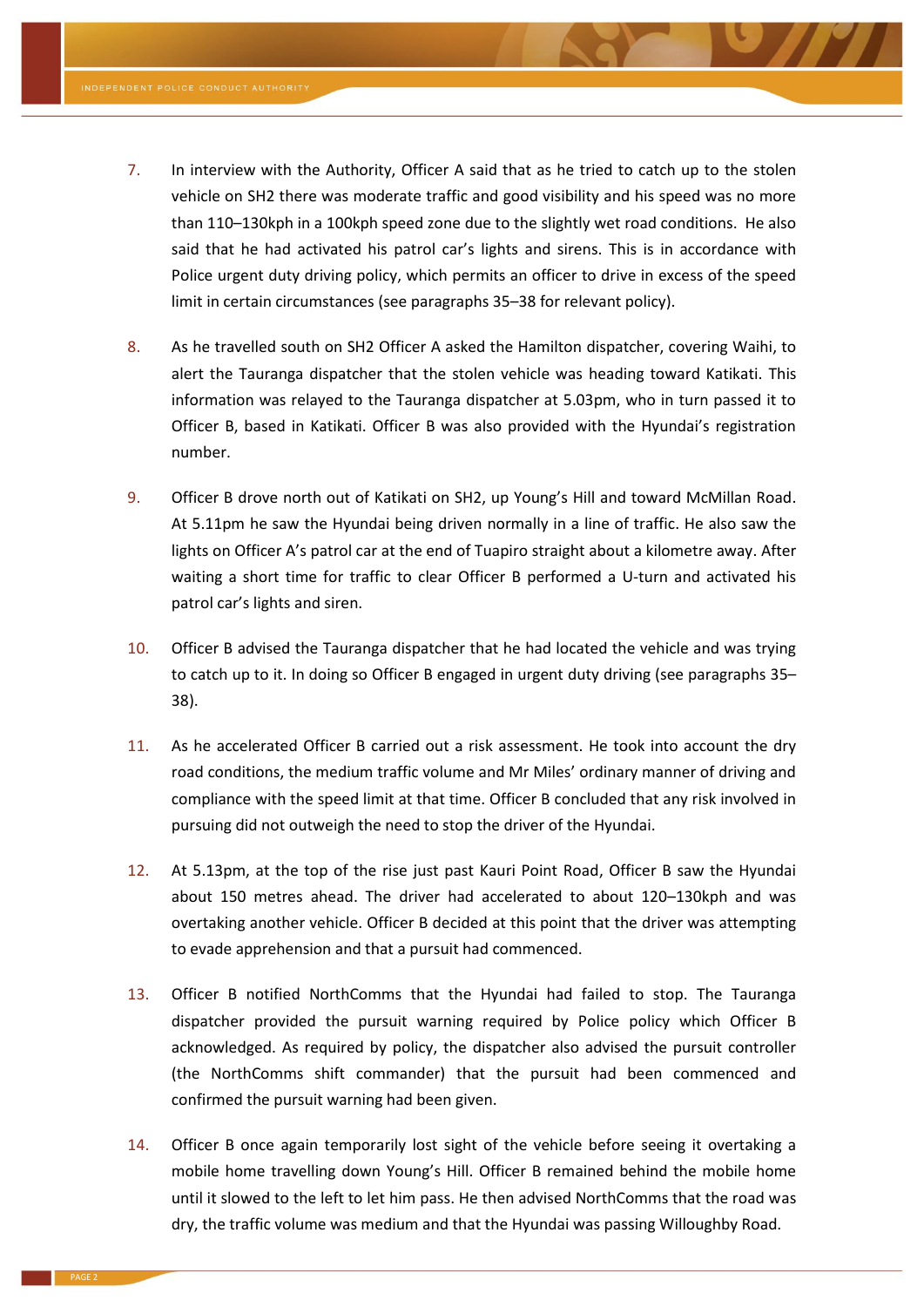7. In interview with the Authority, Officer A said that as he tried to catch up to the stolen vehicle on SH2 there was moderate traffic and good visibility and his speed was no more than 110–130kph in a 100kph speed zone due to the slightly wet road conditions. He also said that he had activated his patrol car's lights and sirens. This is in accordance with Police urgent duty driving policy, which permits an officer to drive in excess of the speed limit in certain circumstances (see paragraphs 35–38 for relevant policy).

8. As he travelled south on SH2 Officer A asked the Hamilton dispatcher, covering Waihi, to alert the Tauranga dispatcher that the stolen vehicle was heading toward Katikati. This information was relayed to the Tauranga dispatcher at 5.03pm, who in turn passed it to Officer B, based in Katikati. Officer B was also provided with the Hyundai's registration number.

9. Officer B drove north out of Katikati on SH2, up Young's Hill and toward McMillan Road. At 5.11pm he saw the Hyundai being driven normally in a line of traffic. He also saw the lights on Officer A's patrol car at the end of Tuapiro straight about a kilometre away. After waiting a short time for traffic to clear Officer B performed a U-turn and activated his patrol car's lights and siren.

10. Officer B advised the Tauranga dispatcher that he had located the vehicle and was trying to catch up to it. In doing so Officer B engaged in urgent duty driving (see paragraphs 35–38).

11. As he accelerated Officer B carried out a risk assessment. He took into account the dry road conditions, the medium traffic volume and Mr Miles' ordinary manner of driving and compliance with the speed limit at that time. Officer B concluded that any risk involved in pursuing did not outweigh the need to stop the driver of the Hyundai.

12. At 5.13pm, at the top of the rise just past Kauri Point Road, Officer B saw the Hyundai about 150 metres ahead. The driver had accelerated to about 120–130kph and was overtaking another vehicle. Officer B decided at this point that the driver was attempting to evade apprehension and that a pursuit had commenced.

13. Officer B notified NorthComms that the Hyundai had failed to stop. The Tauranga dispatcher provided the pursuit warning required by Police policy which Officer B acknowledged. As required by policy, the dispatcher also advised the pursuit controller (the NorthComms shift commander) that the pursuit had been commenced and confirmed the pursuit warning had been given.

14. Officer B once again temporarily lost sight of the vehicle before seeing it overtaking a mobile home travelling down Young's Hill. Officer B remained behind the mobile home until it slowed to the left to let him pass. He then advised NorthComms that the road was dry, the traffic volume was medium and that the Hyundai was passing Willoughby Road.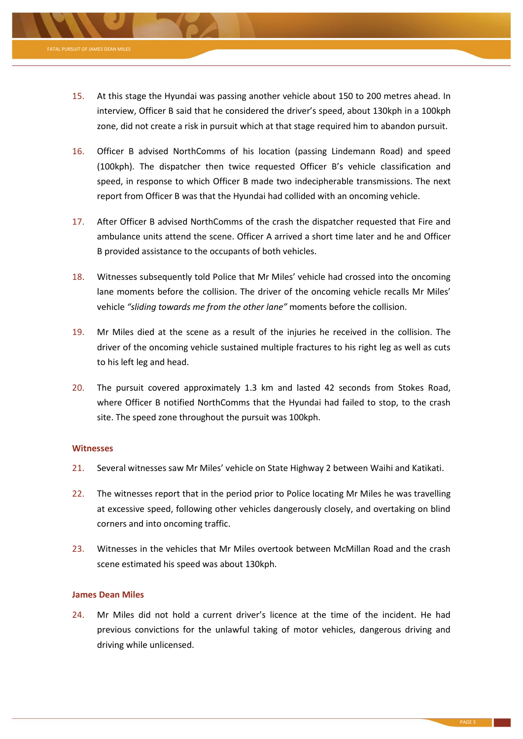15. At this stage the Hyundai was passing another vehicle about 150 to 200 metres ahead. In interview, Officer B said that he considered the driver's speed, about 130kph in a 100kph zone, did not create a risk in pursuit which at that stage required him to abandon pursuit.

16. Officer B advised NorthComms of his location (passing Lindemann Road) and speed (100kph). The dispatcher then twice requested Officer B's vehicle classification and speed, in response to which Officer B made two indecipherable transmissions. The next report from Officer B was that the Hyundai had collided with an oncoming vehicle.

17. After Officer B advised NorthComms of the crash the dispatcher requested that Fire and ambulance units attend the scene. Officer A arrived a short time later and he and Officer B provided assistance to the occupants of both vehicles.

18. Witnesses subsequently told Police that Mr Miles' vehicle had crossed into the oncoming lane moments before the collision. The driver of the oncoming vehicle recalls Mr Miles' vehicle *"sliding towards me from the other lane"* moments before the collision.

19. Mr Miles died at the scene as a result of the injuries he received in the collision. The driver of the oncoming vehicle sustained multiple fractures to his right leg as well as cuts to his left leg and head.

20. The pursuit covered approximately 1.3 km and lasted 42 seconds from Stokes Road, where Officer B notified NorthComms that the Hyundai had failed to stop, to the crash site. The speed zone throughout the pursuit was 100kph.

### Witnesses

21. Several witnesses saw Mr Miles' vehicle on State Highway 2 between Waihi and Katikati.

22. The witnesses report that in the period prior to Police locating Mr Miles he was travelling at excessive speed, following other vehicles dangerously closely, and overtaking on blind corners and into oncoming traffic.

23. Witnesses in the vehicles that Mr Miles overtook between McMillan Road and the crash scene estimated his speed was about 130kph.

### James Dean Miles

24. Mr Miles did not hold a current driver's licence at the time of the incident. He had previous convictions for the unlawful taking of motor vehicles, dangerous driving and driving while unlicensed.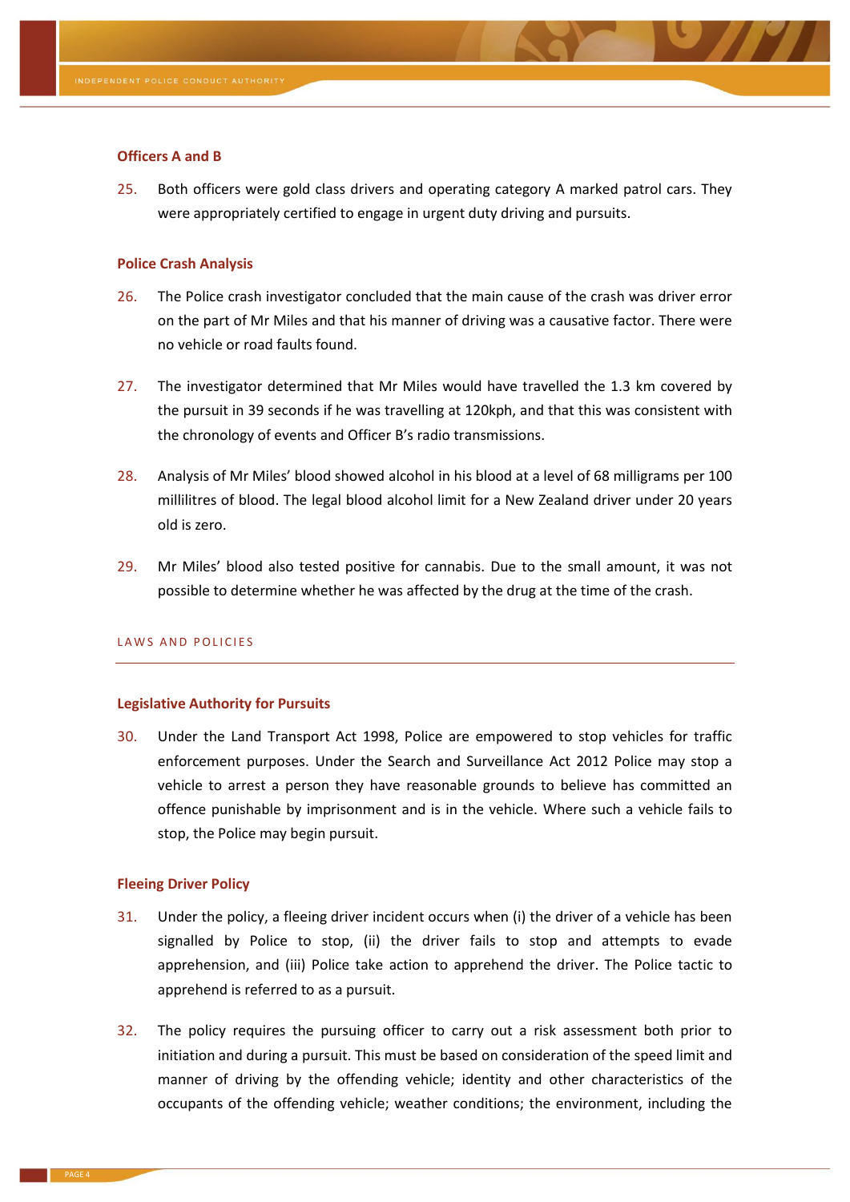### Officers A and B

25. Both officers were gold class drivers and operating category A marked patrol cars. They were appropriately certified to engage in urgent duty driving and pursuits.

### Police Crash Analysis

26. The Police crash investigator concluded that the main cause of the crash was driver error on the part of Mr Miles and that his manner of driving was a causative factor. There were no vehicle or road faults found.

27. The investigator determined that Mr Miles would have travelled the 1.3 km covered by the pursuit in 39 seconds if he was travelling at 120kph, and that this was consistent with the chronology of events and Officer B's radio transmissions.

28. Analysis of Mr Miles' blood showed alcohol in his blood at a level of 68 milligrams per 100 millilitres of blood. The legal blood alcohol limit for a New Zealand driver under 20 years old is zero.

29. Mr Miles' blood also tested positive for cannabis. Due to the small amount, it was not possible to determine whether he was affected by the drug at the time of the crash.

## LAWS AND POLICIES

### Legislative Authority for Pursuits

30. Under the Land Transport Act 1998, Police are empowered to stop vehicles for traffic enforcement purposes. Under the Search and Surveillance Act 2012 Police may stop a vehicle to arrest a person they have reasonable grounds to believe has committed an offence punishable by imprisonment and is in the vehicle. Where such a vehicle fails to stop, the Police may begin pursuit.

### Fleeing Driver Policy

31. Under the policy, a fleeing driver incident occurs when (i) the driver of a vehicle has been signalled by Police to stop, (ii) the driver fails to stop and attempts to evade apprehension, and (iii) Police take action to apprehend the driver. The Police tactic to apprehend is referred to as a pursuit.

32. The policy requires the pursuing officer to carry out a risk assessment both prior to initiation and during a pursuit. This must be based on consideration of the speed limit and manner of driving by the offending vehicle; identity and other characteristics of the occupants of the offending vehicle; weather conditions; the environment, including the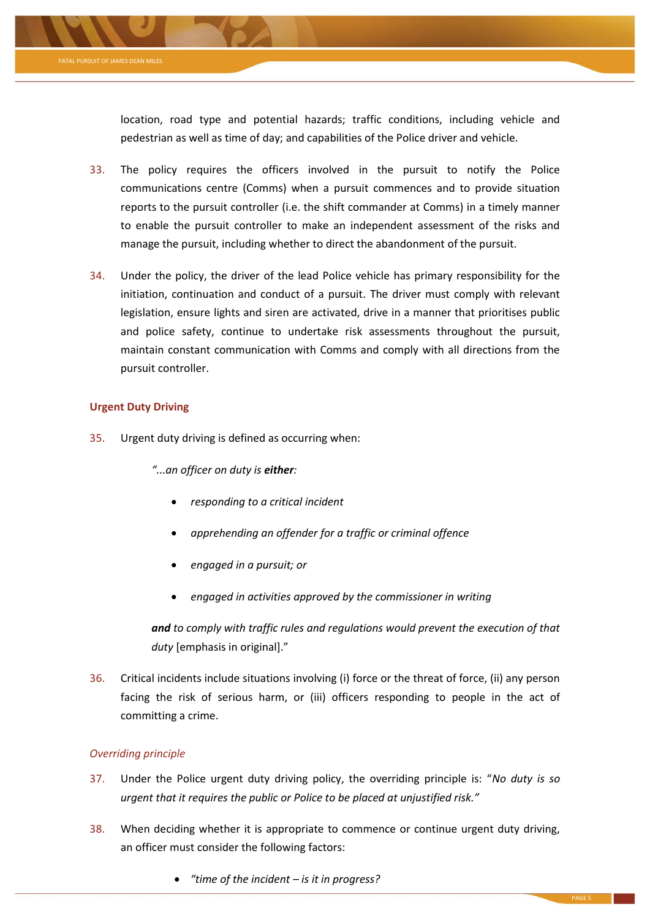location, road type and potential hazards; traffic conditions, including vehicle and pedestrian as well as time of day; and capabilities of the Police driver and vehicle.

33. The policy requires the officers involved in the pursuit to notify the Police communications centre (Comms) when a pursuit commences and to provide situation reports to the pursuit controller (i.e. the shift commander at Comms) in a timely manner to enable the pursuit controller to make an independent assessment of the risks and manage the pursuit, including whether to direct the abandonment of the pursuit.

34. Under the policy, the driver of the lead Police vehicle has primary responsibility for the initiation, continuation and conduct of a pursuit. The driver must comply with relevant legislation, ensure lights and siren are activated, drive in a manner that prioritises public and police safety, continue to undertake risk assessments throughout the pursuit, maintain constant communication with Comms and comply with all directions from the pursuit controller.

### Urgent Duty Driving

35. Urgent duty driving is defined as occurring when:

> *"...an officer on duty is **either**:*
>
> - *responding to a critical incident*
> - *apprehending an offender for a traffic or criminal offence*
> - *engaged in a pursuit; or*
> - *engaged in activities approved by the commissioner in writing*
>
> ***and** to comply with traffic rules and regulations would prevent the execution of that duty* [emphasis in original]."

36. Critical incidents include situations involving (i) force or the threat of force, (ii) any person facing the risk of serious harm, or (iii) officers responding to people in the act of committing a crime.

#### *Overriding principle*

37. Under the Police urgent duty driving policy, the overriding principle is: "*No duty is so urgent that it requires the public or Police to be placed at unjustified risk."*

38. When deciding whether it is appropriate to commence or continue urgent duty driving, an officer must consider the following factors:

- *"time of the incident – is it in progress?*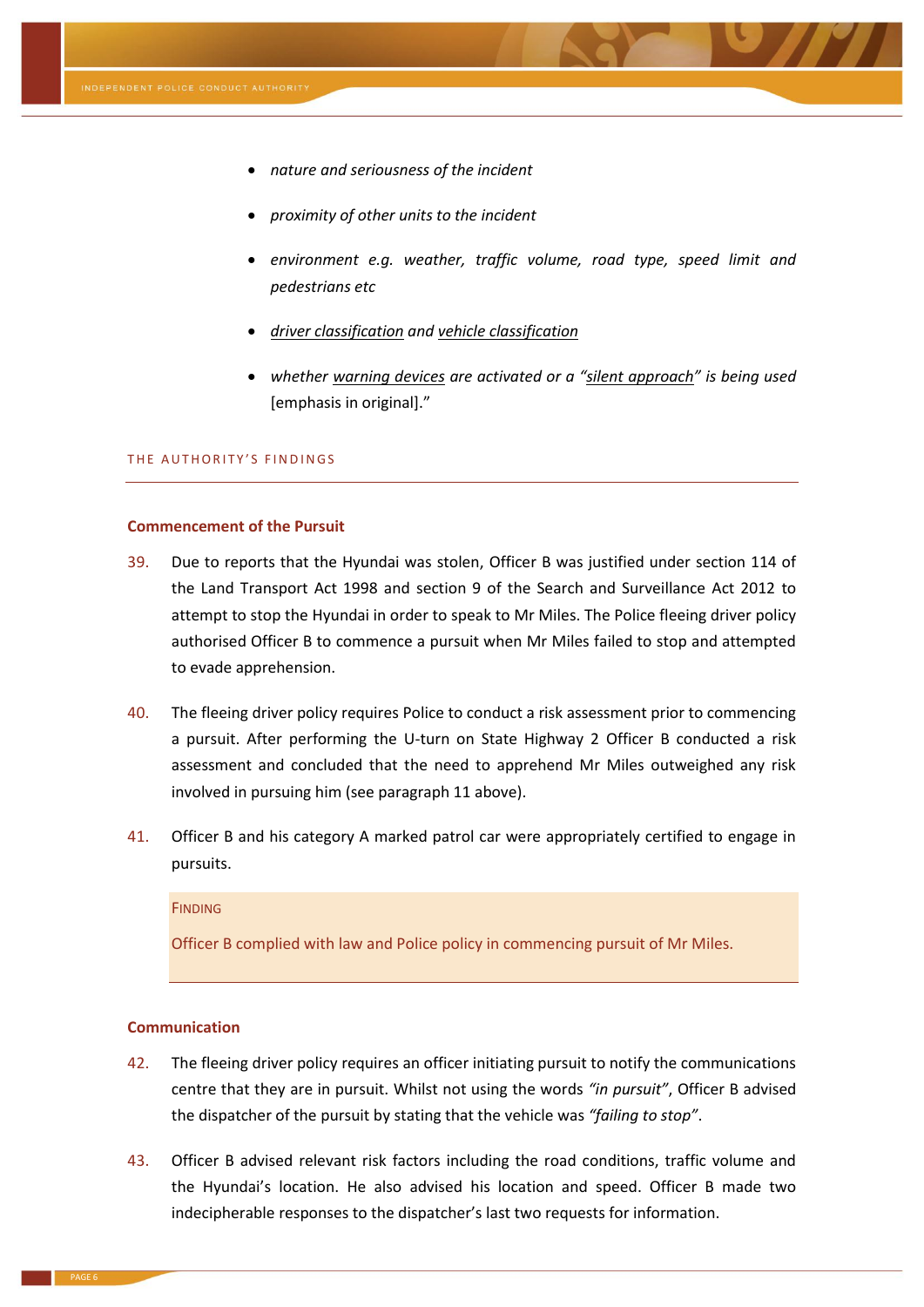- *nature and seriousness of the incident*
- *proximity of other units to the incident*
- *environment e.g. weather, traffic volume, road type, speed limit and pedestrians etc*
- *driver classification and vehicle classification*
- *whether warning devices are activated or a "silent approach" is being used* [emphasis in original]."

## THE AUTHORITY'S FINDINGS

### Commencement of the Pursuit

39. Due to reports that the Hyundai was stolen, Officer B was justified under section 114 of the Land Transport Act 1998 and section 9 of the Search and Surveillance Act 2012 to attempt to stop the Hyundai in order to speak to Mr Miles. The Police fleeing driver policy authorised Officer B to commence a pursuit when Mr Miles failed to stop and attempted to evade apprehension.

40. The fleeing driver policy requires Police to conduct a risk assessment prior to commencing a pursuit. After performing the U-turn on State Highway 2 Officer B conducted a risk assessment and concluded that the need to apprehend Mr Miles outweighed any risk involved in pursuing him (see paragraph 11 above).

41. Officer B and his category A marked patrol car were appropriately certified to engage in pursuits.

> FINDING
>
> Officer B complied with law and Police policy in commencing pursuit of Mr Miles.

### Communication

42. The fleeing driver policy requires an officer initiating pursuit to notify the communications centre that they are in pursuit. Whilst not using the words *"in pursuit"*, Officer B advised the dispatcher of the pursuit by stating that the vehicle was *"failing to stop"*.

43. Officer B advised relevant risk factors including the road conditions, traffic volume and the Hyundai's location. He also advised his location and speed. Officer B made two indecipherable responses to the dispatcher's last two requests for information.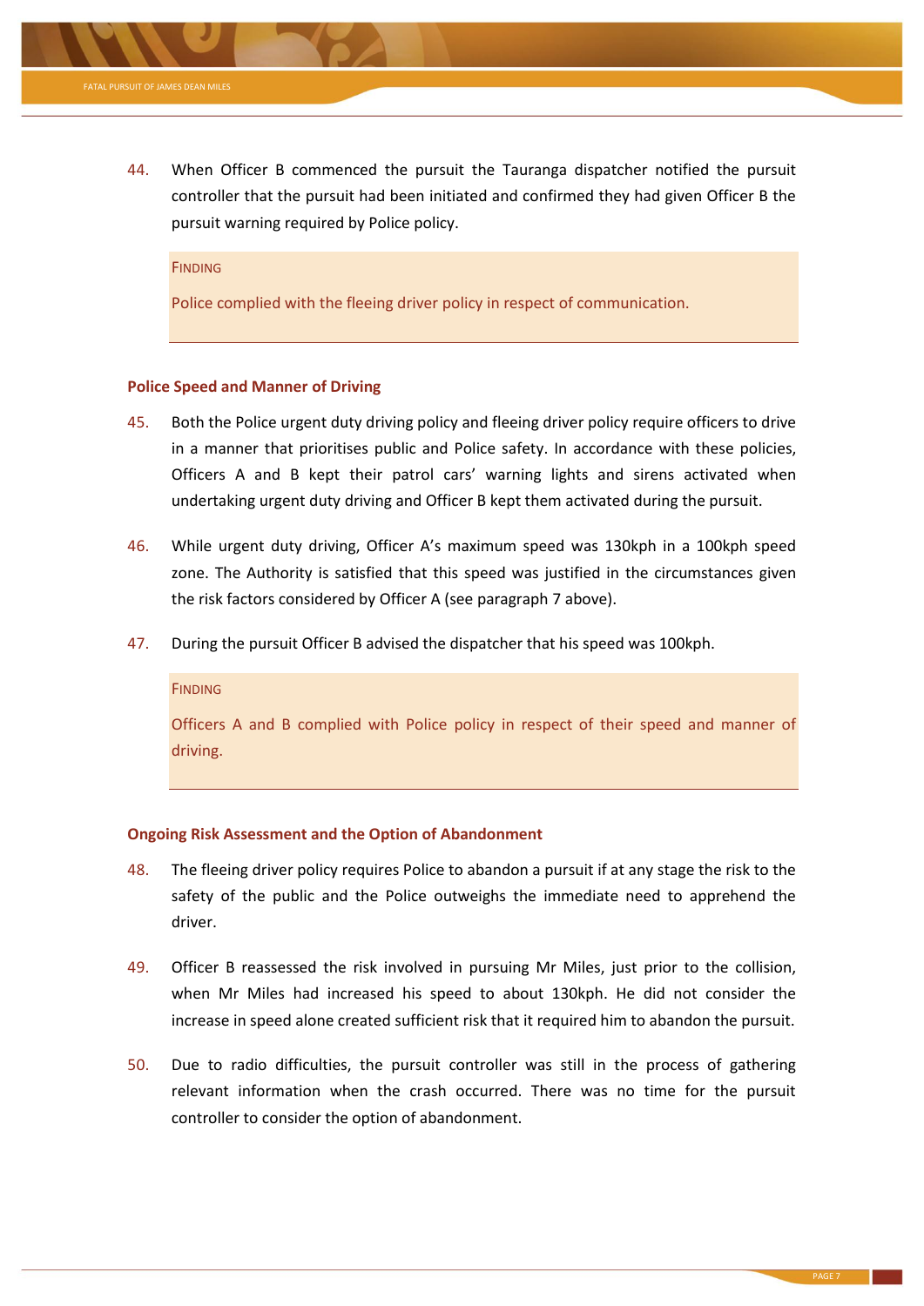44. When Officer B commenced the pursuit the Tauranga dispatcher notified the pursuit controller that the pursuit had been initiated and confirmed they had given Officer B the pursuit warning required by Police policy.

> FINDING
>
> Police complied with the fleeing driver policy in respect of communication.

### Police Speed and Manner of Driving

45. Both the Police urgent duty driving policy and fleeing driver policy require officers to drive in a manner that prioritises public and Police safety. In accordance with these policies, Officers A and B kept their patrol cars' warning lights and sirens activated when undertaking urgent duty driving and Officer B kept them activated during the pursuit.

46. While urgent duty driving, Officer A's maximum speed was 130kph in a 100kph speed zone. The Authority is satisfied that this speed was justified in the circumstances given the risk factors considered by Officer A (see paragraph 7 above).

47. During the pursuit Officer B advised the dispatcher that his speed was 100kph.

> FINDING
>
> Officers A and B complied with Police policy in respect of their speed and manner of driving.

### Ongoing Risk Assessment and the Option of Abandonment

48. The fleeing driver policy requires Police to abandon a pursuit if at any stage the risk to the safety of the public and the Police outweighs the immediate need to apprehend the driver.

49. Officer B reassessed the risk involved in pursuing Mr Miles, just prior to the collision, when Mr Miles had increased his speed to about 130kph. He did not consider the increase in speed alone created sufficient risk that it required him to abandon the pursuit.

50. Due to radio difficulties, the pursuit controller was still in the process of gathering relevant information when the crash occurred. There was no time for the pursuit controller to consider the option of abandonment.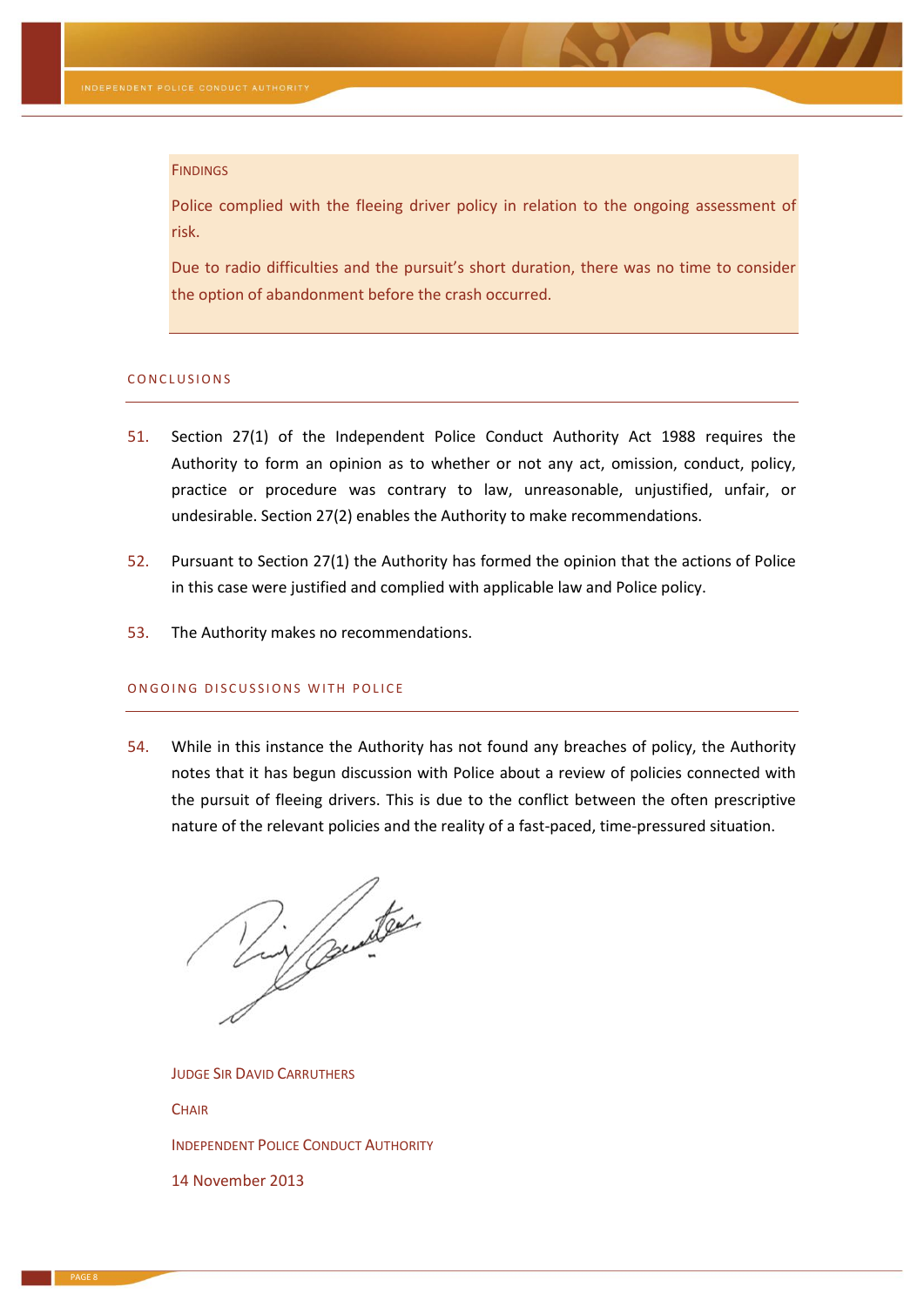#### Findings

Police complied with the fleeing driver policy in relation to the ongoing assessment of risk.

Due to radio difficulties and the pursuit's short duration, there was no time to consider the option of abandonment before the crash occurred.

## Conclusions

51. Section 27(1) of the Independent Police Conduct Authority Act 1988 requires the Authority to form an opinion as to whether or not any act, omission, conduct, policy, practice or procedure was contrary to law, unreasonable, unjustified, unfair, or undesirable. Section 27(2) enables the Authority to make recommendations.

52. Pursuant to Section 27(1) the Authority has formed the opinion that the actions of Police in this case were justified and complied with applicable law and Police policy.

53. The Authority makes no recommendations.

## Ongoing Discussions with Police

54. While in this instance the Authority has not found any breaches of policy, the Authority notes that it has begun discussion with Police about a review of policies connected with the pursuit of fleeing drivers. This is due to the conflict between the often prescriptive nature of the relevant policies and the reality of a fast-paced, time-pressured situation.

Judge Sir David Carruthers

Chair

Independent Police Conduct Authority

14 November 2013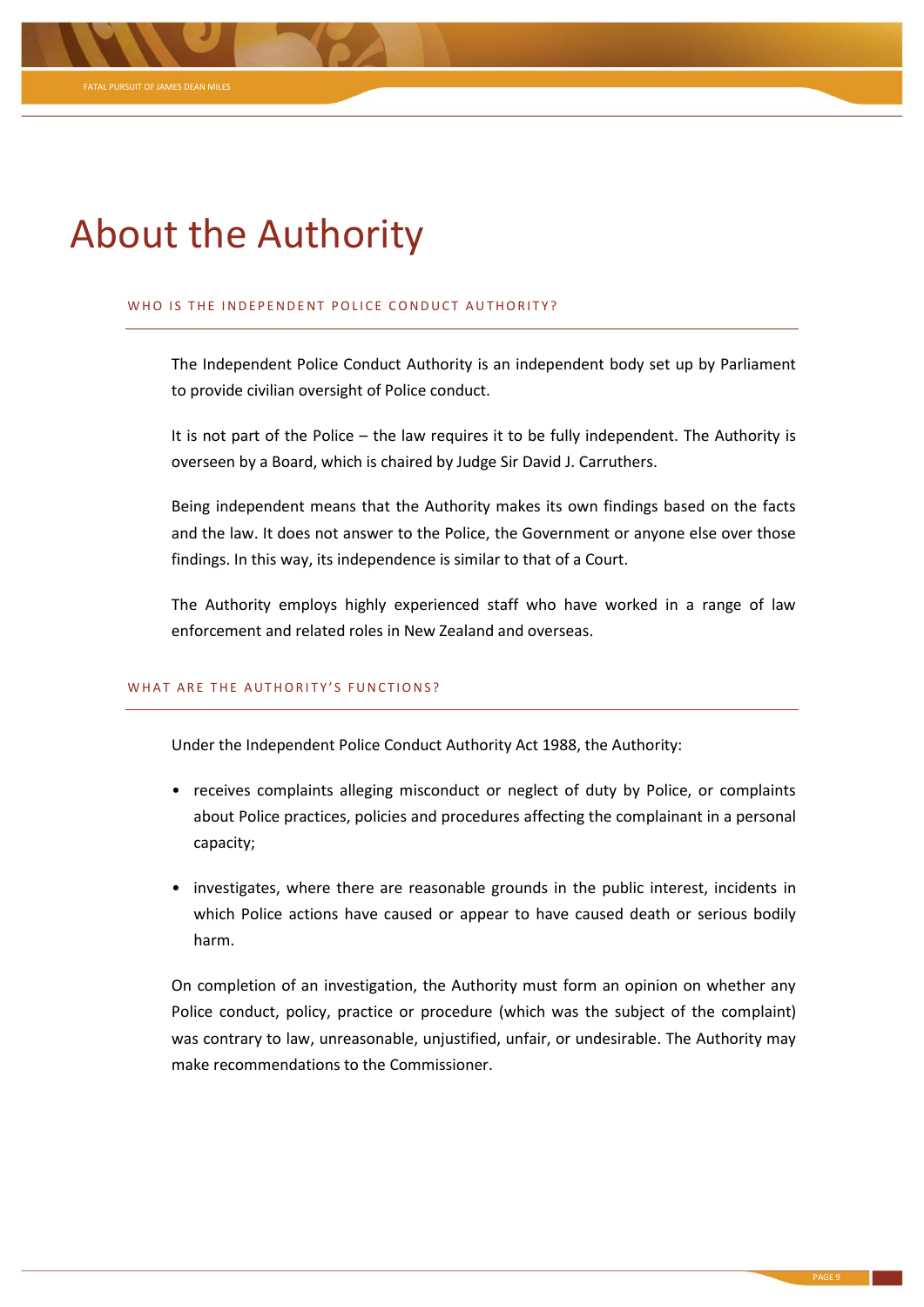# About the Authority

## WHO IS THE INDEPENDENT POLICE CONDUCT AUTHORITY?

The Independent Police Conduct Authority is an independent body set up by Parliament to provide civilian oversight of Police conduct.

It is not part of the Police – the law requires it to be fully independent. The Authority is overseen by a Board, which is chaired by Judge Sir David J. Carruthers.

Being independent means that the Authority makes its own findings based on the facts and the law. It does not answer to the Police, the Government or anyone else over those findings. In this way, its independence is similar to that of a Court.

The Authority employs highly experienced staff who have worked in a range of law enforcement and related roles in New Zealand and overseas.

## WHAT ARE THE AUTHORITY'S FUNCTIONS?

Under the Independent Police Conduct Authority Act 1988, the Authority:

- receives complaints alleging misconduct or neglect of duty by Police, or complaints about Police practices, policies and procedures affecting the complainant in a personal capacity;
- investigates, where there are reasonable grounds in the public interest, incidents in which Police actions have caused or appear to have caused death or serious bodily harm.

On completion of an investigation, the Authority must form an opinion on whether any Police conduct, policy, practice or procedure (which was the subject of the complaint) was contrary to law, unreasonable, unjustified, unfair, or undesirable. The Authority may make recommendations to the Commissioner.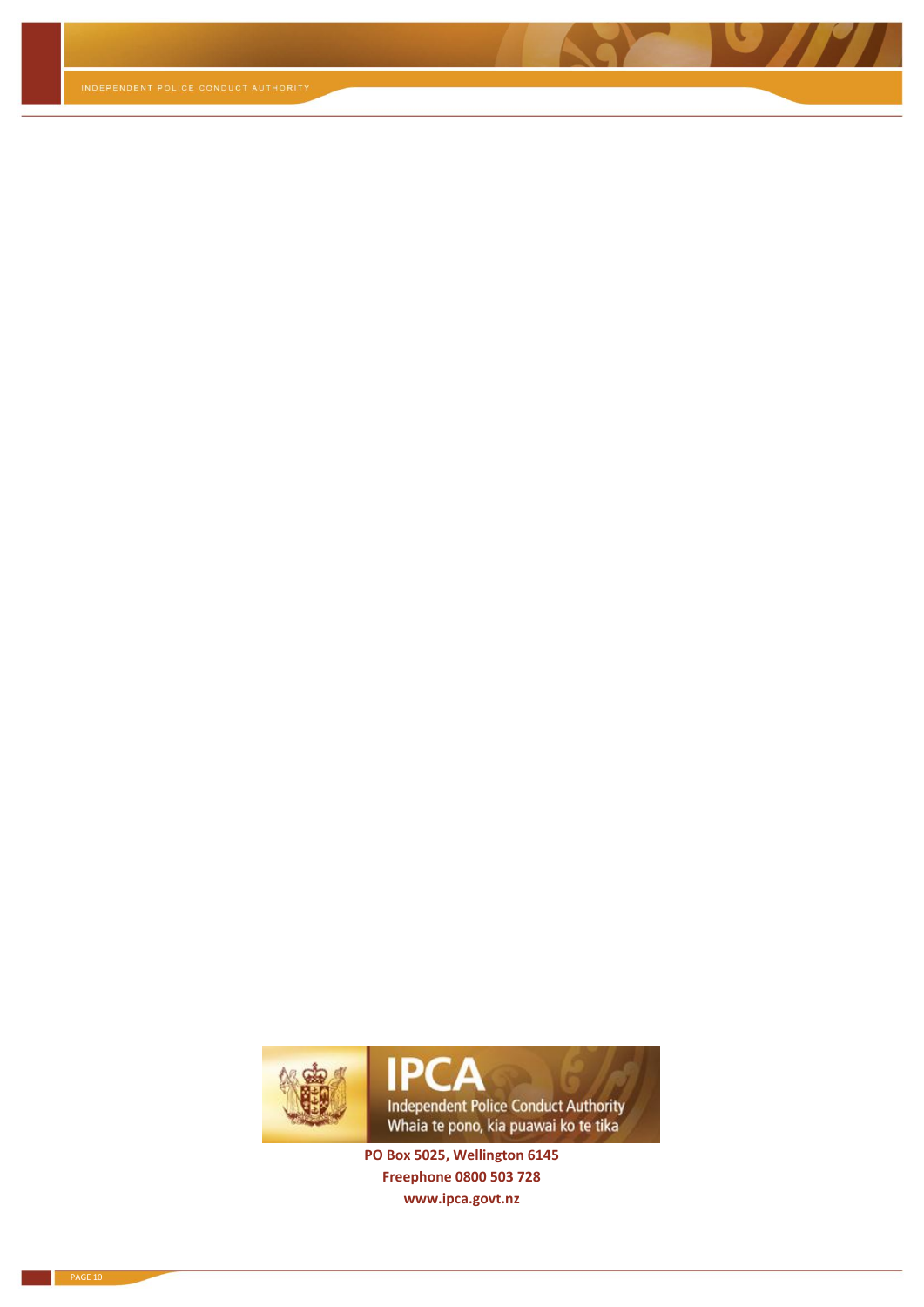IPCA

Independent Police Conduct Authority

Whaia te pono, kia puawai ko te tika

**PO Box 5025, Wellington 6145**

**Freephone 0800 503 728**

**www.ipca.govt.nz**